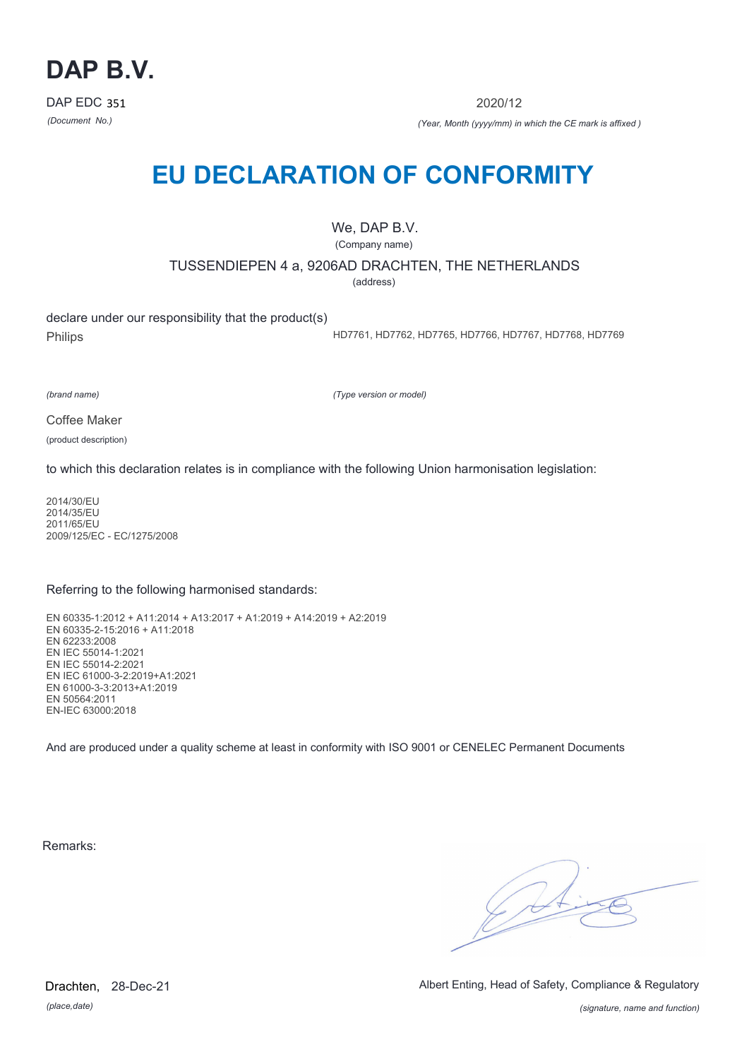# DAP B.V.

DAP EDC 351
*(Document No.)*

2020/12
*(Year, Month (yyyy/mm) in which the CE mark is affixed )*

# EU DECLARATION OF CONFORMITY

We, DAP B.V.
(Company name)

TUSSENDIEPEN 4 a, 9206AD DRACHTEN, THE NETHERLANDS
(address)

declare under our responsibility that the product(s)

Philips
*(brand name)*

HD7761, HD7762, HD7765, HD7766, HD7767, HD7768, HD7769
*(Type version or model)*

Coffee Maker
(product description)

to which this declaration relates is in compliance with the following Union harmonisation legislation:

2014/30/EU
2014/35/EU
2011/65/EU
2009/125/EC - EC/1275/2008

Referring to the following harmonised standards:

EN 60335-1:2012 + A11:2014 + A13:2017 + A1:2019 + A14:2019 + A2:2019
EN 60335-2-15:2016 + A11:2018
EN 62233:2008
EN IEC 55014-1:2021
EN IEC 55014-2:2021
EN IEC 61000-3-2:2019+A1:2021
EN 61000-3-3:2013+A1:2019
EN 50564:2011
EN-IEC 63000:2018

And are produced under a quality scheme at least in conformity with ISO 9001 or CENELEC Permanent Documents

Remarks:

Drachten, 28-Dec-21
*(place,date)*

Albert Enting, Head of Safety, Compliance & Regulatory
*(signature, name and function)*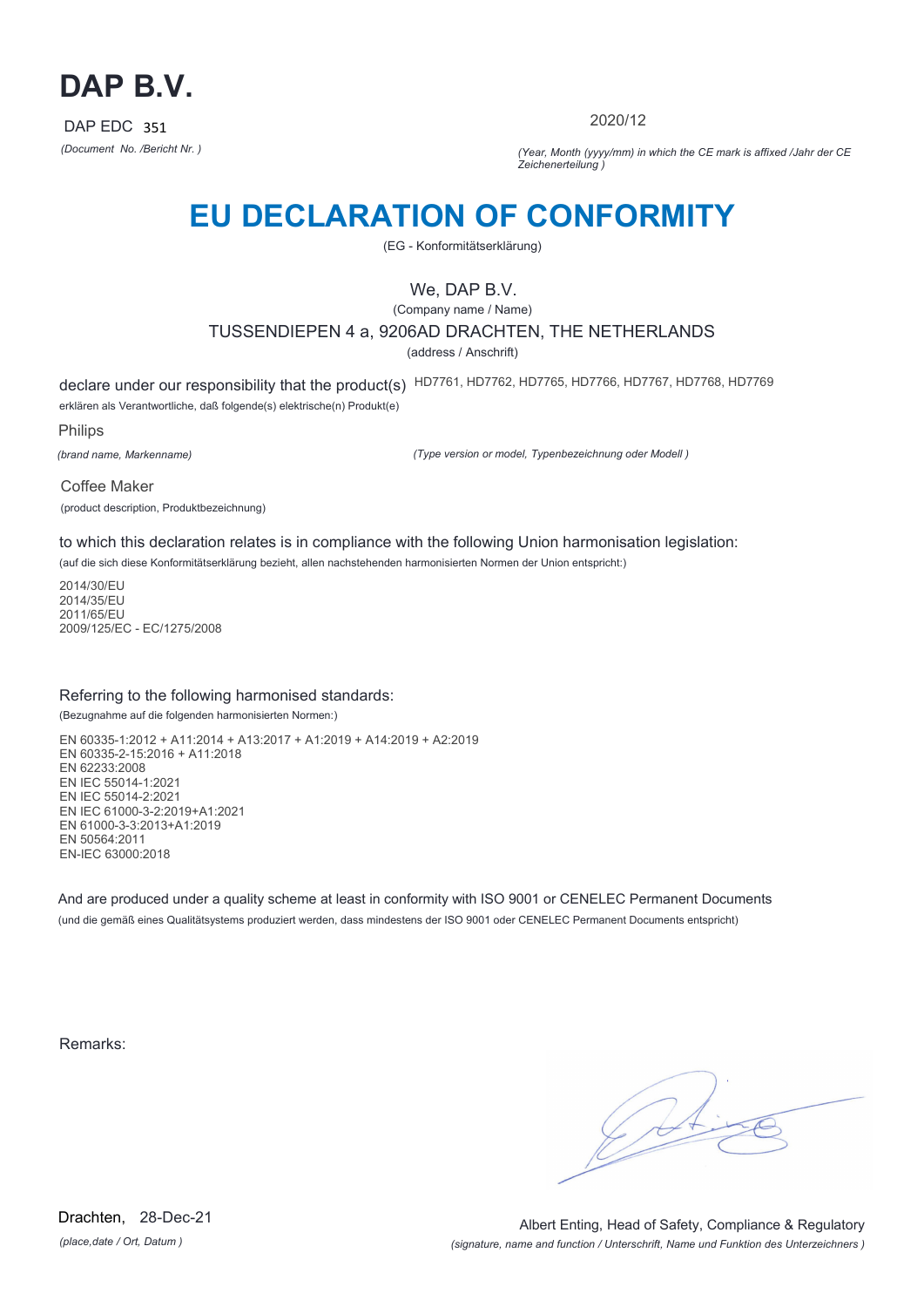# DAP B.V.

DAP EDC 351

*(Document No. /Bericht Nr. )*

2020/12

*(Year, Month (yyyy/mm) in which the CE mark is affixed /Jahr der CE Zeichenerteilung )*

# EU DECLARATION OF CONFORMITY

(EG - Konformitätserklärung)

We, DAP B.V.

(Company name / Name)

TUSSENDIEPEN 4 a, 9206AD DRACHTEN, THE NETHERLANDS

(address / Anschrift)

declare under our responsibility that the product(s) HD7761, HD7762, HD7765, HD7766, HD7767, HD7768, HD7769

erklären als Verantwortliche, daß folgende(s) elektrische(n) Produkt(e)

Philips

*(brand name, Markenname)*

*(Type version or model, Typenbezeichnung oder Modell )*

Coffee Maker

(product description, Produktbezeichnung)

to which this declaration relates is in compliance with the following Union harmonisation legislation:

(auf die sich diese Konformitätserklärung bezieht, allen nachstehenden harmonisierten Normen der Union entspricht:)

2014/30/EU
2014/35/EU
2011/65/EU
2009/125/EC - EC/1275/2008

Referring to the following harmonised standards:

(Bezugnahme auf die folgenden harmonisierten Normen:)

EN 60335-1:2012 + A11:2014 + A13:2017 + A1:2019 + A14:2019 + A2:2019
EN 60335-2-15:2016 + A11:2018
EN 62233:2008
EN IEC 55014-1:2021
EN IEC 55014-2:2021
EN IEC 61000-3-2:2019+A1:2021
EN 61000-3-3:2013+A1:2019
EN 50564:2011
EN-IEC 63000:2018

And are produced under a quality scheme at least in conformity with ISO 9001 or CENELEC Permanent Documents

(und die gemäß eines Qualitätsystems produziert werden, dass mindestens der ISO 9001 oder CENELEC Permanent Documents entspricht)

Remarks:

Drachten, 28-Dec-21

*(place,date / Ort, Datum )*

Albert Enting, Head of Safety, Compliance & Regulatory

*(signature, name and function / Unterschrift, Name und Funktion des Unterzeichners )*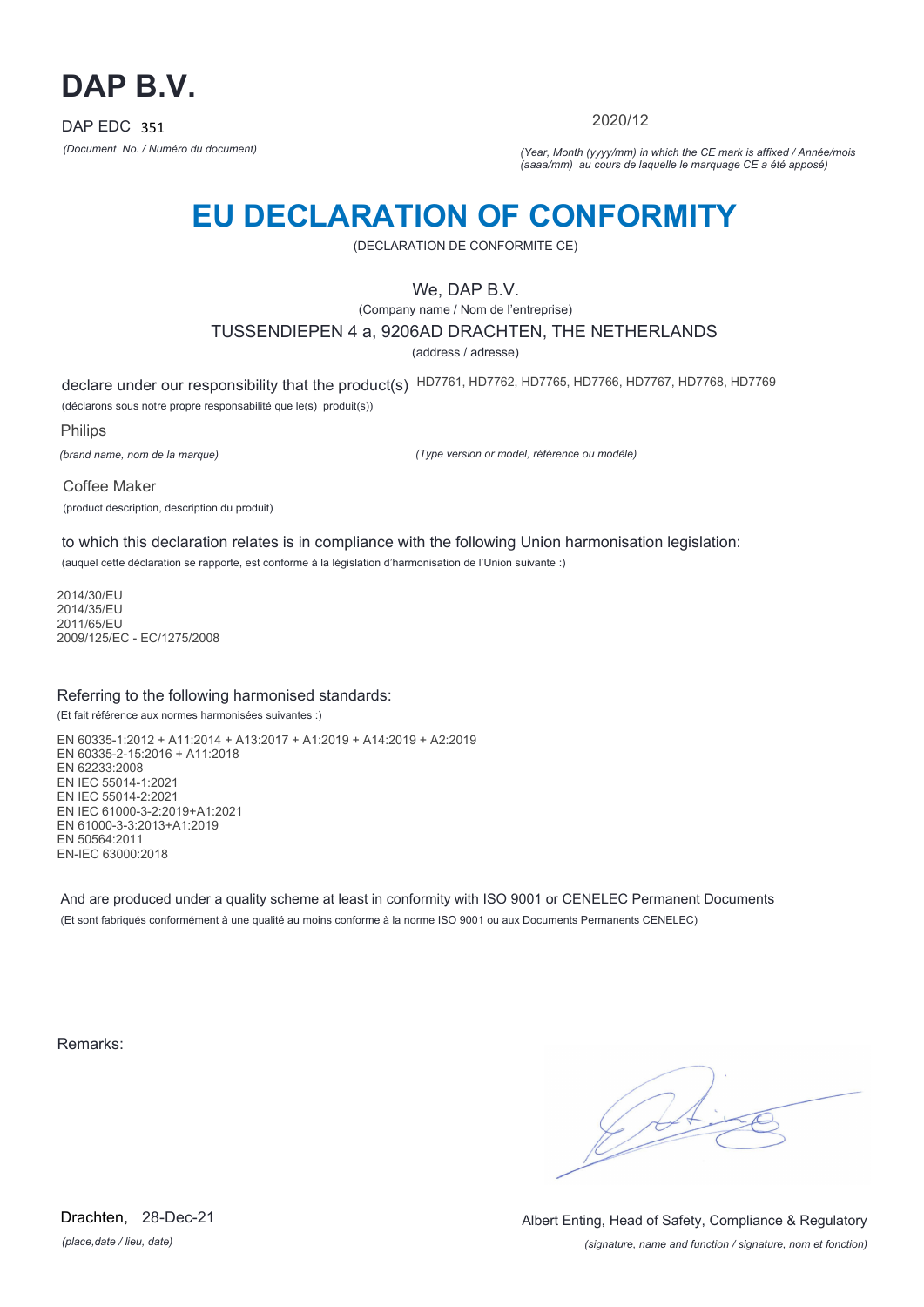# DAP B.V.

DAP EDC 351

*(Document No. / Numéro du document)*

2020/12

*(Year, Month (yyyy/mm) in which the CE mark is affixed / Année/mois (aaaa/mm) au cours de laquelle le marquage CE a été apposé)*

# EU DECLARATION OF CONFORMITY

(DECLARATION DE CONFORMITE CE)

We, DAP B.V.

(Company name / Nom de l'entreprise)

TUSSENDIEPEN 4 a, 9206AD DRACHTEN, THE NETHERLANDS

(address / adresse)

declare under our responsibility that the product(s) HD7761, HD7762, HD7765, HD7766, HD7767, HD7768, HD7769

(déclarons sous notre propre responsabilité que le(s) produit(s))

Philips

*(brand name, nom de la marque)*

*(Type version or model, référence ou modèle)*

Coffee Maker

(product description, description du produit)

to which this declaration relates is in compliance with the following Union harmonisation legislation:

(auquel cette déclaration se rapporte, est conforme à la législation d'harmonisation de l'Union suivante :)

2014/30/EU
2014/35/EU
2011/65/EU
2009/125/EC - EC/1275/2008

Referring to the following harmonised standards:

(Et fait référence aux normes harmonisées suivantes :)

EN 60335-1:2012 + A11:2014 + A13:2017 + A1:2019 + A14:2019 + A2:2019
EN 60335-2-15:2016 + A11:2018
EN 62233:2008
EN IEC 55014-1:2021
EN IEC 55014-2:2021
EN IEC 61000-3-2:2019+A1:2021
EN 61000-3-3:2013+A1:2019
EN 50564:2011
EN-IEC 63000:2018

And are produced under a quality scheme at least in conformity with ISO 9001 or CENELEC Permanent Documents

(Et sont fabriqués conformément à une qualité au moins conforme à la norme ISO 9001 ou aux Documents Permanents CENELEC)

Remarks:

Drachten, 28-Dec-21

*(place,date / lieu, date)*

Albert Enting, Head of Safety, Compliance & Regulatory

*(signature, name and function / signature, nom et fonction)*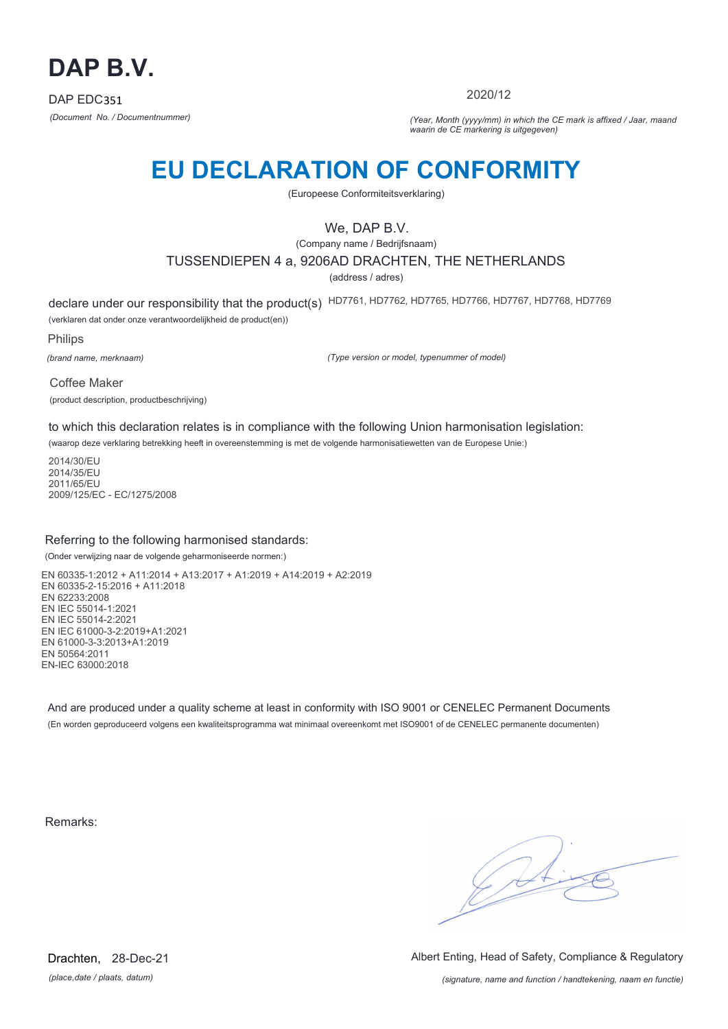# DAP B.V.

DAP EDC351

*(Document No. / Documentnummer)*

2020/12

*(Year, Month (yyyy/mm) in which the CE mark is affixed / Jaar, maand waarin de CE markering is uitgegeven)*

# EU DECLARATION OF CONFORMITY

(Europeese Conformiteitsverklaring)

We, DAP B.V.

(Company name / Bedrijfsnaam)

TUSSENDIEPEN 4 a, 9206AD DRACHTEN, THE NETHERLANDS

(address / adres)

declare under our responsibility that the product(s) HD7761, HD7762, HD7765, HD7766, HD7767, HD7768, HD7769

(verklaren dat onder onze verantwoordelijkheid de product(en))

Philips

*(brand name, merknaam)*

*(Type version or model, typenummer of model)*

Coffee Maker

(product description, productbeschrijving)

to which this declaration relates is in compliance with the following Union harmonisation legislation:

(waarop deze verklaring betrekking heeft in overeenstemming is met de volgende harmonisatiewetten van de Europese Unie:)

2014/30/EU
2014/35/EU
2011/65/EU
2009/125/EC - EC/1275/2008

Referring to the following harmonised standards:

(Onder verwijzing naar de volgende geharmoniseerde normen:)

EN 60335-1:2012 + A11:2014 + A13:2017 + A1:2019 + A14:2019 + A2:2019
EN 60335-2-15:2016 + A11:2018
EN 62233:2008
EN IEC 55014-1:2021
EN IEC 55014-2:2021
EN IEC 61000-3-2:2019+A1:2021
EN 61000-3-3:2013+A1:2019
EN 50564:2011
EN-IEC 63000:2018

And are produced under a quality scheme at least in conformity with ISO 9001 or CENELEC Permanent Documents

(En worden geproduceerd volgens een kwaliteitsprogramma wat minimaal overeenkomt met ISO9001 of de CENELEC permanente documenten)

Remarks:

Drachten, 28-Dec-21

*(place,date / plaats, datum)*

Albert Enting, Head of Safety, Compliance & Regulatory

*(signature, name and function / handtekening, naam en functie)*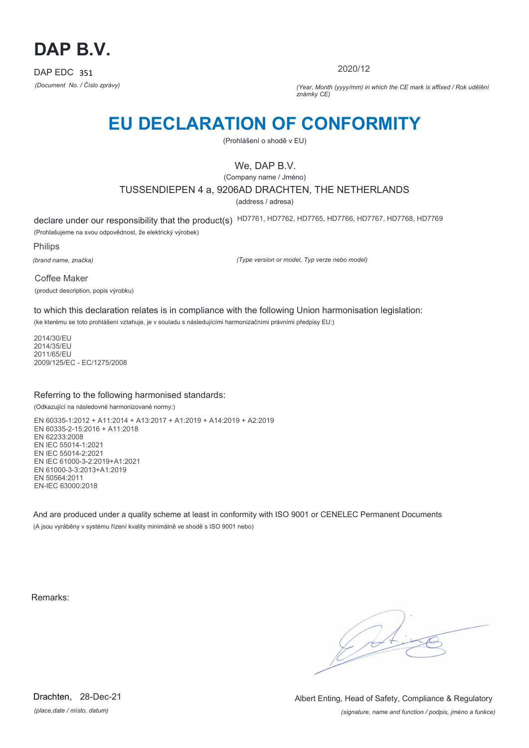# DAP B.V.

DAP EDC 351

*(Document No. / Číslo zprávy)*

2020/12

*(Year, Month (yyyy/mm) in which the CE mark is affixed / Rok udělění známky CE)*

# EU DECLARATION OF CONFORMITY

(Prohlášení o shodě v EU)

We, DAP B.V.

(Company name / Jméno)

TUSSENDIEPEN 4 a, 9206AD DRACHTEN, THE NETHERLANDS

(address / adresa)

declare under our responsibility that the product(s) HD7761, HD7762, HD7765, HD7766, HD7767, HD7768, HD7769

(Prohlašujeme na svou odpovědnost, že elektrický výrobek)

Philips

*(brand name, značka)*

*(Type version or model, Typ verze nebo model)*

Coffee Maker

(product description, popis výrobku)

to which this declaration relates is in compliance with the following Union harmonisation legislation:

(ke kterému se toto prohlášení vztahuje, je v souladu s následujícími harmonizačními právními předpisy EU:)

2014/30/EU
2014/35/EU
2011/65/EU
2009/125/EC - EC/1275/2008

Referring to the following harmonised standards:

(Odkazující na následovné harmonizované normy:)

EN 60335-1:2012 + A11:2014 + A13:2017 + A1:2019 + A14:2019 + A2:2019
EN 60335-2-15:2016 + A11:2018
EN 62233:2008
EN IEC 55014-1:2021
EN IEC 55014-2:2021
EN IEC 61000-3-2:2019+A1:2021
EN 61000-3-3:2013+A1:2019
EN 50564:2011
EN-IEC 63000:2018

And are produced under a quality scheme at least in conformity with ISO 9001 or CENELEC Permanent Documents

(A jsou vyráběny v systému řízení kvality minimálně ve shodě s ISO 9001 nebo)

Remarks:

Drachten, 28-Dec-21

*(place,date / místo, datum)*

Albert Enting, Head of Safety, Compliance & Regulatory

*(signature, name and function / podpis, jméno a funkce)*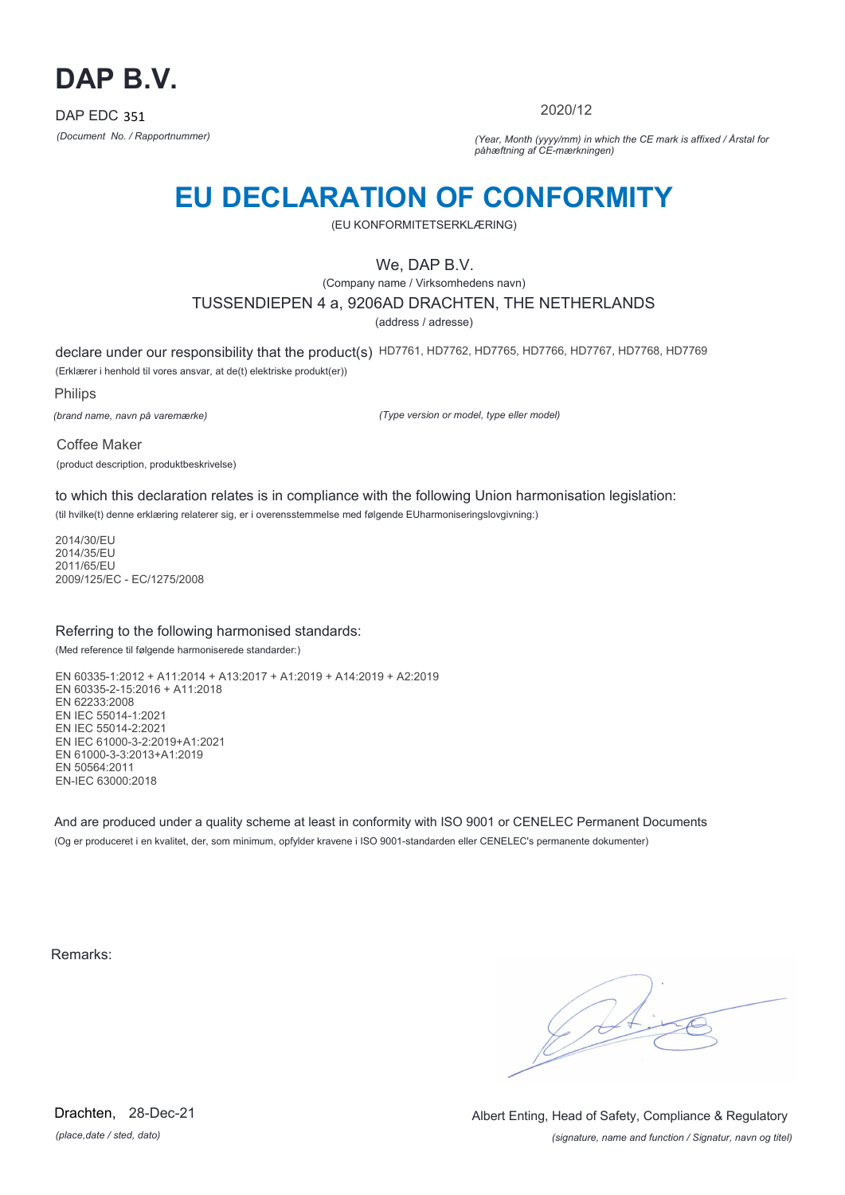# DAP B.V.

DAP EDC 351

*(Document No. / Rapportnummer)*

2020/12

*(Year, Month (yyyy/mm) in which the CE mark is affixed / Årstal for påhæftning af CE-mærkningen)*

# EU DECLARATION OF CONFORMITY

(EU KONFORMITETSERKLÆRING)

We, DAP B.V.

(Company name / Virksomhedens navn)

TUSSENDIEPEN 4 a, 9206AD DRACHTEN, THE NETHERLANDS

(address / adresse)

declare under our responsibility that the product(s) HD7761, HD7762, HD7765, HD7766, HD7767, HD7768, HD7769

(Erklærer i henhold til vores ansvar, at de(t) elektriske produkt(er))

Philips

*(brand name, navn på varemærke)*

*(Type version or model, type eller model)*

Coffee Maker

(product description, produktbeskrivelse)

to which this declaration relates is in compliance with the following Union harmonisation legislation:

(til hvilke(t) denne erklæring relaterer sig, er i overensstemmelse med følgende EUharmoniseringslovgivning:)

2014/30/EU
2014/35/EU
2011/65/EU
2009/125/EC - EC/1275/2008

Referring to the following harmonised standards:

(Med reference til følgende harmoniserede standarder:)

EN 60335-1:2012 + A11:2014 + A13:2017 + A1:2019 + A14:2019 + A2:2019
EN 60335-2-15:2016 + A11:2018
EN 62233:2008
EN IEC 55014-1:2021
EN IEC 55014-2:2021
EN IEC 61000-3-2:2019+A1:2021
EN 61000-3-3:2013+A1:2019
EN 50564:2011
EN-IEC 63000:2018

And are produced under a quality scheme at least in conformity with ISO 9001 or CENELEC Permanent Documents

(Og er produceret i en kvalitet, der, som minimum, opfylder kravene i ISO 9001-standarden eller CENELEC's permanente dokumenter)

Remarks:

Drachten, 28-Dec-21

*(place,date / sted, dato)*

Albert Enting, Head of Safety, Compliance & Regulatory

*(signature, name and function / Signatur, navn og titel)*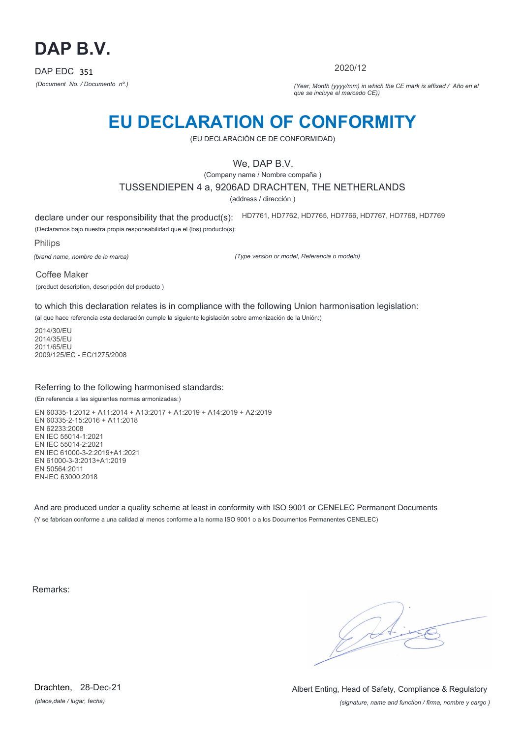# DAP B.V.

DAP EDC 351

*(Document No. / Documento nº.)*

2020/12

*(Year, Month (yyyy/mm) in which the CE mark is affixed / Año en el que se incluye el marcado CE))*

# EU DECLARATION OF CONFORMITY

(EU DECLARACIÓN CE DE CONFORMIDAD)

We, DAP B.V.

(Company name / Nombre compaña )

TUSSENDIEPEN 4 a, 9206AD DRACHTEN, THE NETHERLANDS

(address / dirección )

declare under our responsibility that the product(s): HD7761, HD7762, HD7765, HD7766, HD7767, HD7768, HD7769

(Declaramos bajo nuestra propia responsabilidad que el (los) producto(s):

Philips

*(brand name, nombre de la marca)*

*(Type version or model, Referencia o modelo)*

Coffee Maker

(product description, descripción del producto )

to which this declaration relates is in compliance with the following Union harmonisation legislation:

(al que hace referencia esta declaración cumple la siguiente legislación sobre armonización de la Unión:)

2014/30/EU
2014/35/EU
2011/65/EU
2009/125/EC - EC/1275/2008

Referring to the following harmonised standards:

(En referencia a las siguientes normas armonizadas:)

EN 60335-1:2012 + A11:2014 + A13:2017 + A1:2019 + A14:2019 + A2:2019
EN 60335-2-15:2016 + A11:2018
EN 62233:2008
EN IEC 55014-1:2021
EN IEC 55014-2:2021
EN IEC 61000-3-2:2019+A1:2021
EN 61000-3-3:2013+A1:2019
EN 50564:2011
EN-IEC 63000:2018

And are produced under a quality scheme at least in conformity with ISO 9001 or CENELEC Permanent Documents

(Y se fabrican conforme a una calidad al menos conforme a la norma ISO 9001 o a los Documentos Permanentes CENELEC)

Remarks:

Drachten, 28-Dec-21

*(place,date / lugar, fecha)*

Albert Enting, Head of Safety, Compliance & Regulatory

*(signature, name and function / firma, nombre y cargo )*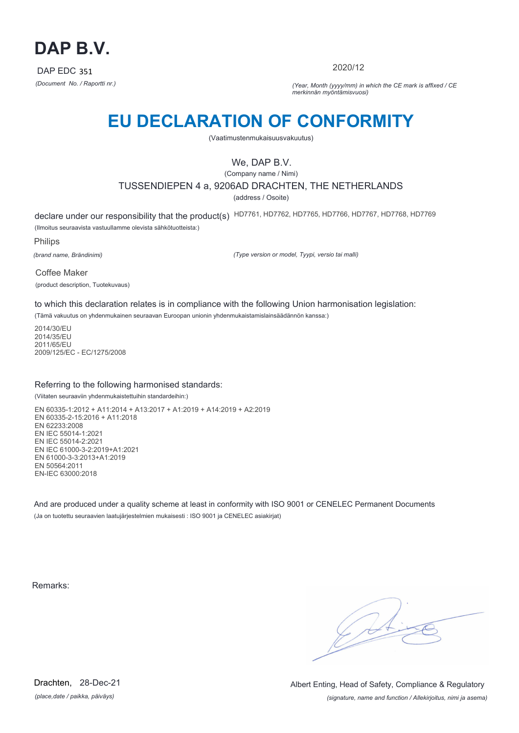# DAP B.V.

DAP EDC 351

*(Document No. / Raportti nr.)*

2020/12

*(Year, Month (yyyy/mm) in which the CE mark is affixed / CE merkinnän myöntämisvuosi)*

# EU DECLARATION OF CONFORMITY

(Vaatimustenmukaisuusvakuutus)

We, DAP B.V.

(Company name / Nimi)

TUSSENDIEPEN 4 a, 9206AD DRACHTEN, THE NETHERLANDS

(address / Osoite)

declare under our responsibility that the product(s) HD7761, HD7762, HD7765, HD7766, HD7767, HD7768, HD7769

(Ilmoitus seuraavista vastuullamme olevista sähkötuotteista:)

Philips

*(brand name, Brändinimi)*

*(Type version or model, Tyypi, versio tai malli)*

Coffee Maker

(product description, Tuotekuvaus)

to which this declaration relates is in compliance with the following Union harmonisation legislation:

(Tämä vakuutus on yhdenmukainen seuraavan Euroopan unionin yhdenmukaistamislainsäädännön kanssa:)

2014/30/EU
2014/35/EU
2011/65/EU
2009/125/EC - EC/1275/2008

Referring to the following harmonised standards:

(Viitaten seuraaviin yhdenmukaistettuihin standardeihin:)

EN 60335-1:2012 + A11:2014 + A13:2017 + A1:2019 + A14:2019 + A2:2019
EN 60335-2-15:2016 + A11:2018
EN 62233:2008
EN IEC 55014-1:2021
EN IEC 55014-2:2021
EN IEC 61000-3-2:2019+A1:2021
EN 61000-3-3:2013+A1:2019
EN 50564:2011
EN-IEC 63000:2018

And are produced under a quality scheme at least in conformity with ISO 9001 or CENELEC Permanent Documents

(Ja on tuotettu seuraavien laatujärjestelmien mukaisesti : ISO 9001 ja CENELEC asiakirjat)

Remarks:

Drachten, 28-Dec-21

*(place,date / paikka, päiväys)*

Albert Enting, Head of Safety, Compliance & Regulatory

*(signature, name and function / Allekirjoitus, nimi ja asema)*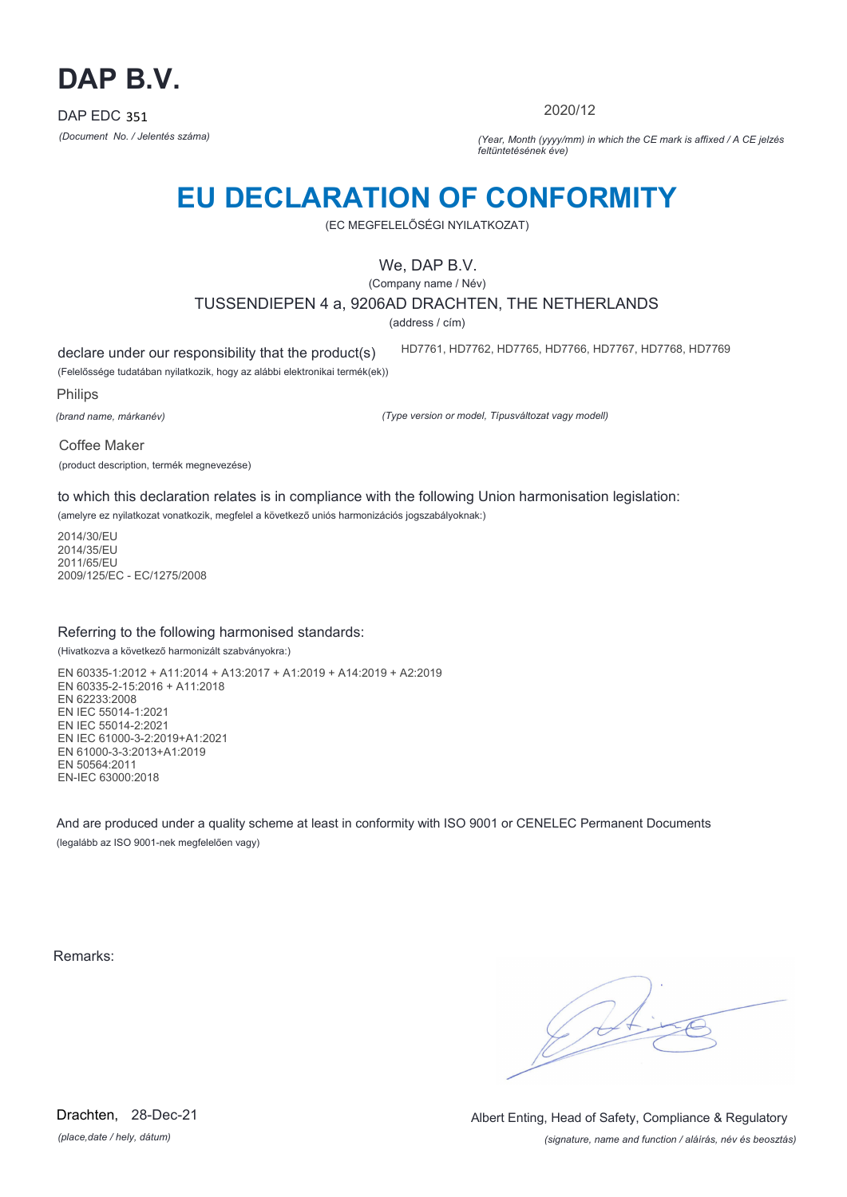# DAP B.V.

DAP EDC 351

*(Document No. / Jelentés száma)*

2020/12

*(Year, Month (yyyy/mm) in which the CE mark is affixed / A CE jelzés feltüntetésének éve)*

# EU DECLARATION OF CONFORMITY

(EC MEGFELELŐSÉGI NYILATKOZAT)

We, DAP B.V.

(Company name / Név)

TUSSENDIEPEN 4 a, 9206AD DRACHTEN, THE NETHERLANDS

(address / cím)

declare under our responsibility that the product(s) HD7761, HD7762, HD7765, HD7766, HD7767, HD7768, HD7769

(Felelőssége tudatában nyilatkozik, hogy az alábbi elektronikai termék(ek))

Philips

*(brand name, márkanév)*

*(Type version or model, Típusváltozat vagy modell)*

Coffee Maker

(product description, termék megnevezése)

to which this declaration relates is in compliance with the following Union harmonisation legislation:

(amelyre ez nyilatkozat vonatkozik, megfelel a következő uniós harmonizációs jogszabályoknak:)

2014/30/EU
2014/35/EU
2011/65/EU
2009/125/EC - EC/1275/2008

Referring to the following harmonised standards:

(Hivatkozva a következő harmonizált szabványokra:)

EN 60335-1:2012 + A11:2014 + A13:2017 + A1:2019 + A14:2019 + A2:2019
EN 60335-2-15:2016 + A11:2018
EN 62233:2008
EN IEC 55014-1:2021
EN IEC 55014-2:2021
EN IEC 61000-3-2:2019+A1:2021
EN 61000-3-3:2013+A1:2019
EN 50564:2011
EN-IEC 63000:2018

And are produced under a quality scheme at least in conformity with ISO 9001 or CENELEC Permanent Documents

(legalább az ISO 9001-nek megfelelően vagy)

Remarks:

Drachten, 28-Dec-21

*(place,date / hely, dátum)*

Albert Enting, Head of Safety, Compliance & Regulatory

*(signature, name and function / aláírás, név és beosztás)*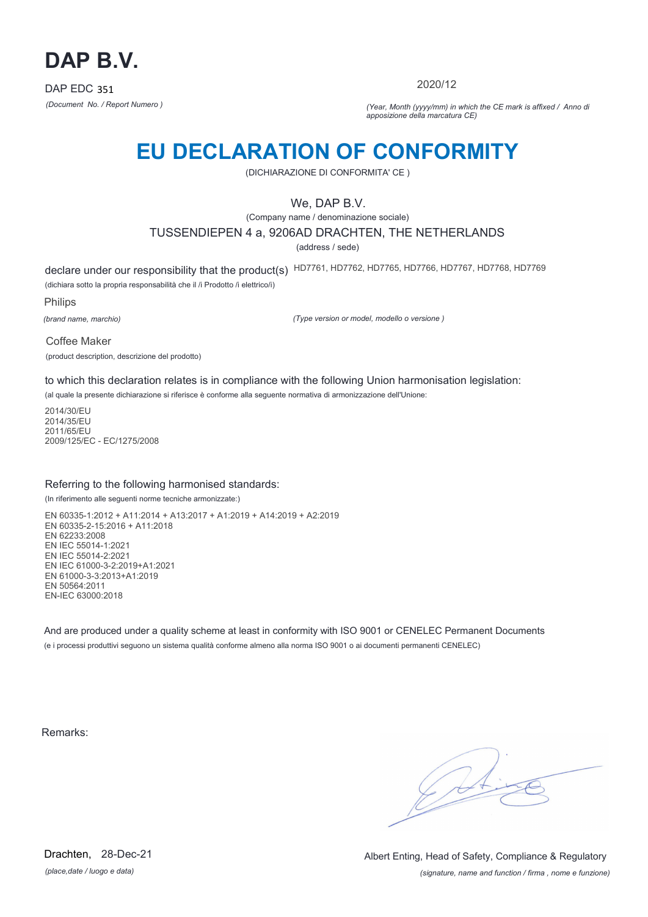# DAP B.V.

DAP EDC 351

*(Document No. / Report Numero )*

2020/12

*(Year, Month (yyyy/mm) in which the CE mark is affixed / Anno di apposizione della marcatura CE)*

# EU DECLARATION OF CONFORMITY

(DICHIARAZIONE DI CONFORMITA' CE )

We, DAP B.V.

(Company name / denominazione sociale)

TUSSENDIEPEN 4 a, 9206AD DRACHTEN, THE NETHERLANDS

(address / sede)

declare under our responsibility that the product(s) HD7761, HD7762, HD7765, HD7766, HD7767, HD7768, HD7769

(dichiara sotto la propria responsabilità che il /i Prodotto /i elettrico/i)

Philips

*(brand name, marchio)*

*(Type version or model, modello o versione )*

Coffee Maker

(product description, descrizione del prodotto)

to which this declaration relates is in compliance with the following Union harmonisation legislation:

(al quale la presente dichiarazione si riferisce è conforme alla seguente normativa di armonizzazione dell'Unione:

2014/30/EU
2014/35/EU
2011/65/EU
2009/125/EC - EC/1275/2008

Referring to the following harmonised standards:

(In riferimento alle seguenti norme tecniche armonizzate:)

EN 60335-1:2012 + A11:2014 + A13:2017 + A1:2019 + A14:2019 + A2:2019
EN 60335-2-15:2016 + A11:2018
EN 62233:2008
EN IEC 55014-1:2021
EN IEC 55014-2:2021
EN IEC 61000-3-2:2019+A1:2021
EN 61000-3-3:2013+A1:2019
EN 50564:2011
EN-IEC 63000:2018

And are produced under a quality scheme at least in conformity with ISO 9001 or CENELEC Permanent Documents

(e i processi produttivi seguono un sistema qualità conforme almeno alla norma ISO 9001 o ai documenti permanenti CENELEC)

Remarks:

Drachten, 28-Dec-21

*(place,date / luogo e data)*

Albert Enting, Head of Safety, Compliance & Regulatory

*(signature, name and function / firma , nome e funzione)*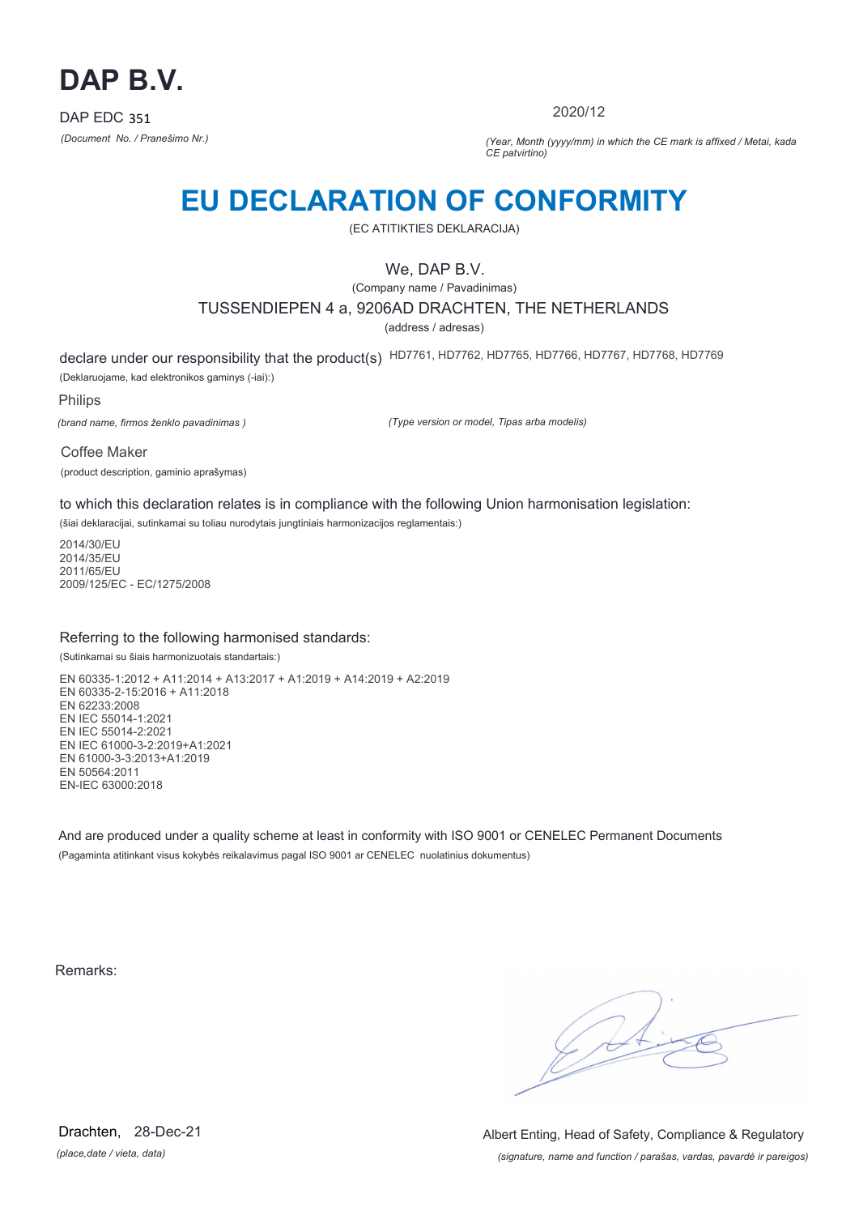# DAP B.V.

DAP EDC 351

*(Document No. / Pranešimo Nr.)*

2020/12

*(Year, Month (yyyy/mm) in which the CE mark is affixed / Metai, kada CE patvirtino)*

# EU DECLARATION OF CONFORMITY

(EC ATITIKTIES DEKLARACIJA)

We, DAP B.V.

(Company name / Pavadinimas)

TUSSENDIEPEN 4 a, 9206AD DRACHTEN, THE NETHERLANDS

(address / adresas)

declare under our responsibility that the product(s) HD7761, HD7762, HD7765, HD7766, HD7767, HD7768, HD7769

(Deklaruojame, kad elektronikos gaminys (-iai):)

Philips

*(brand name, firmos ženklo pavadinimas )*

*(Type version or model, Tipas arba modelis)*

Coffee Maker

(product description, gaminio aprašymas)

to which this declaration relates is in compliance with the following Union harmonisation legislation:

(šiai deklaracijai, sutinkamai su toliau nurodytais jungtiniais harmonizacijos reglamentais:)

2014/30/EU
2014/35/EU
2011/65/EU
2009/125/EC - EC/1275/2008

Referring to the following harmonised standards:

(Sutinkamai su šiais harmonizuotais standartais:)

EN 60335-1:2012 + A11:2014 + A13:2017 + A1:2019 + A14:2019 + A2:2019
EN 60335-2-15:2016 + A11:2018
EN 62233:2008
EN IEC 55014-1:2021
EN IEC 55014-2:2021
EN IEC 61000-3-2:2019+A1:2021
EN 61000-3-3:2013+A1:2019
EN 50564:2011
EN-IEC 63000:2018

And are produced under a quality scheme at least in conformity with ISO 9001 or CENELEC Permanent Documents

(Pagaminta atitinkant visus kokybės reikalavimus pagal ISO 9001 ar CENELEC nuolatinius dokumentus)

Remarks:

Drachten, 28-Dec-21

*(place,date / vieta, data)*

Albert Enting, Head of Safety, Compliance & Regulatory

*(signature, name and function / parašas, vardas, pavardė ir pareigos)*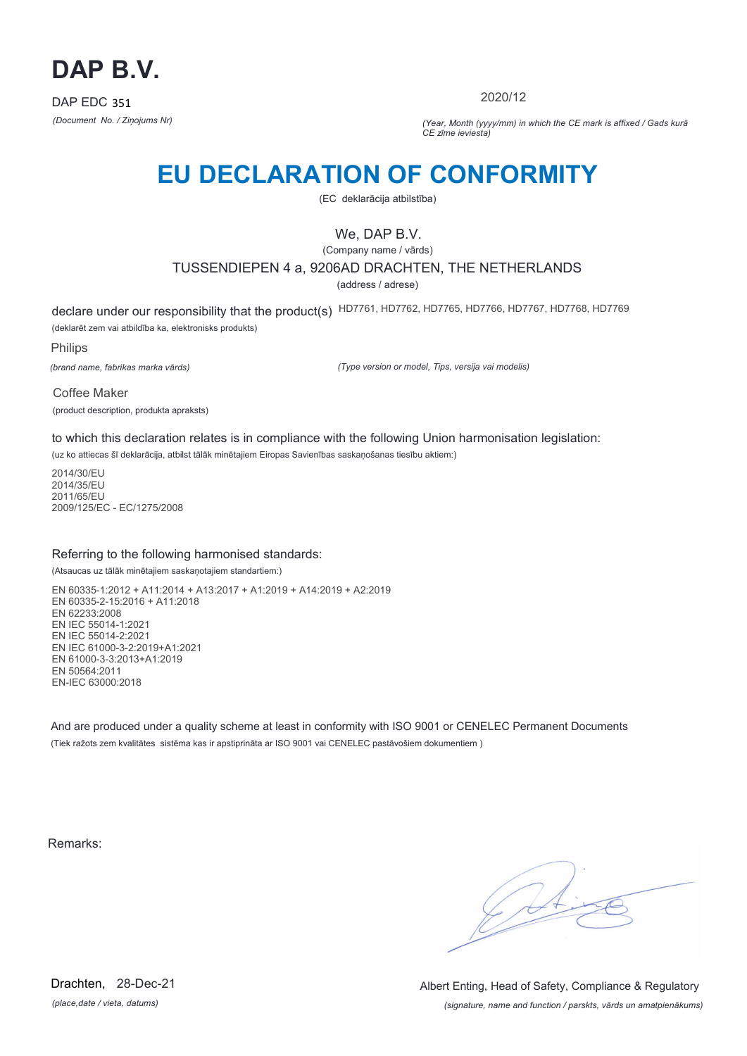# DAP B.V.

DAP EDC 351

*(Document No. / Ziņojums Nr)*

2020/12

*(Year, Month (yyyy/mm) in which the CE mark is affixed / Gads kurā CE zīme ieviesta)*

# EU DECLARATION OF CONFORMITY

(EC deklarācija atbilstība)

We, DAP B.V.

(Company name / vārds)

TUSSENDIEPEN 4 a, 9206AD DRACHTEN, THE NETHERLANDS

(address / adrese)

declare under our responsibility that the product(s) HD7761, HD7762, HD7765, HD7766, HD7767, HD7768, HD7769

(deklarēt zem vai atbildība ka, elektronisks produkts)

Philips

*(brand name, fabrikas marka vārds)*

*(Type version or model, Tips, versija vai modelis)*

Coffee Maker

(product description, produkta apraksts)

to which this declaration relates is in compliance with the following Union harmonisation legislation:

(uz ko attiecas šī deklarācija, atbilst tālāk minētajiem Eiropas Savienības saskaņošanas tiesību aktiem:)

2014/30/EU
2014/35/EU
2011/65/EU
2009/125/EC - EC/1275/2008

Referring to the following harmonised standards:

(Atsaucas uz tālāk minētajiem saskaņotajiem standartiem:)

EN 60335-1:2012 + A11:2014 + A13:2017 + A1:2019 + A14:2019 + A2:2019
EN 60335-2-15:2016 + A11:2018
EN 62233:2008
EN IEC 55014-1:2021
EN IEC 55014-2:2021
EN IEC 61000-3-2:2019+A1:2021
EN 61000-3-3:2013+A1:2019
EN 50564:2011
EN-IEC 63000:2018

And are produced under a quality scheme at least in conformity with ISO 9001 or CENELEC Permanent Documents

(Tiek ražots zem kvalitātes sistēma kas ir apstiprināta ar ISO 9001 vai CENELEC pastāvošiem dokumentiem )

Remarks:

Drachten, 28-Dec-21

*(place,date / vieta, datums)*

Albert Enting, Head of Safety, Compliance & Regulatory

*(signature, name and function / parskts, vārds un amatpienākums)*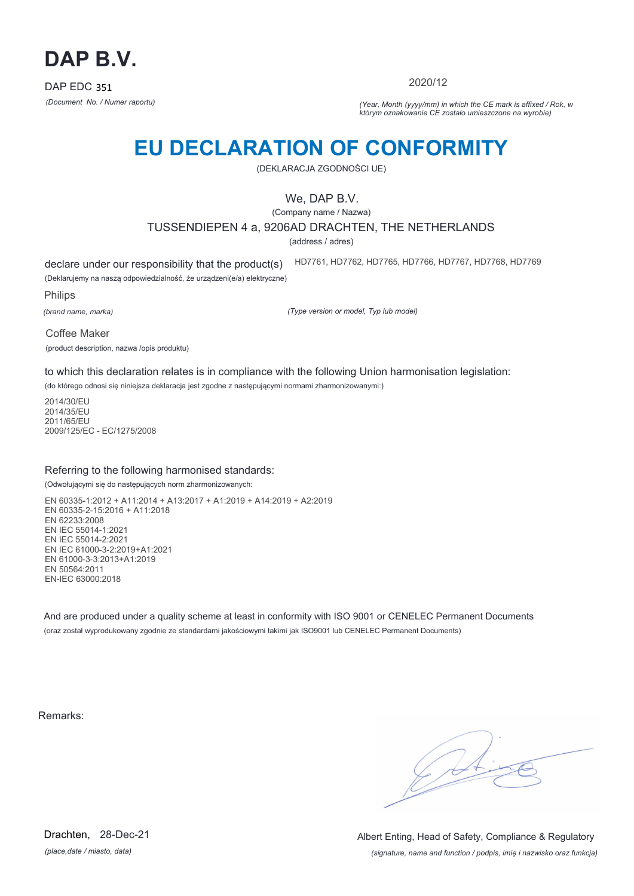# DAP B.V.

DAP EDC 351

*(Document No. / Numer raportu)*

2020/12

*(Year, Month (yyyy/mm) in which the CE mark is affixed / Rok, w którym oznakowanie CE zostało umieszczone na wyrobie)*

# EU DECLARATION OF CONFORMITY

(DEKLARACJA ZGODNOŚCI UE)

We, DAP B.V.

(Company name / Nazwa)

TUSSENDIEPEN 4 a, 9206AD DRACHTEN, THE NETHERLANDS

(address / adres)

declare under our responsibility that the product(s) HD7761, HD7762, HD7765, HD7766, HD7767, HD7768, HD7769

(Deklarujemy na naszą odpowiedzialność, że urządzeni(e/a) elektryczne)

Philips

*(brand name, marka)*

*(Type version or model, Typ lub model)*

Coffee Maker

(product description, nazwa /opis produktu)

to which this declaration relates is in compliance with the following Union harmonisation legislation:

(do którego odnosi się niniejsza deklaracja jest zgodne z następującymi normami zharmonizowanymi:)

2014/30/EU
2014/35/EU
2011/65/EU
2009/125/EC - EC/1275/2008

Referring to the following harmonised standards:

(Odwołującymi się do następujących norm zharmonizowanych:

EN 60335-1:2012 + A11:2014 + A13:2017 + A1:2019 + A14:2019 + A2:2019
EN 60335-2-15:2016 + A11:2018
EN 62233:2008
EN IEC 55014-1:2021
EN IEC 55014-2:2021
EN IEC 61000-3-2:2019+A1:2021
EN 61000-3-3:2013+A1:2019
EN 50564:2011
EN-IEC 63000:2018

And are produced under a quality scheme at least in conformity with ISO 9001 or CENELEC Permanent Documents

(oraz został wyprodukowany zgodnie ze standardami jakościowymi takimi jak ISO9001 lub CENELEC Permanent Documents)

Remarks:

Drachten, 28-Dec-21

*(place,date / miasto, data)*

Albert Enting, Head of Safety, Compliance & Regulatory

*(signature, name and function / podpis, imię i nazwisko oraz funkcja)*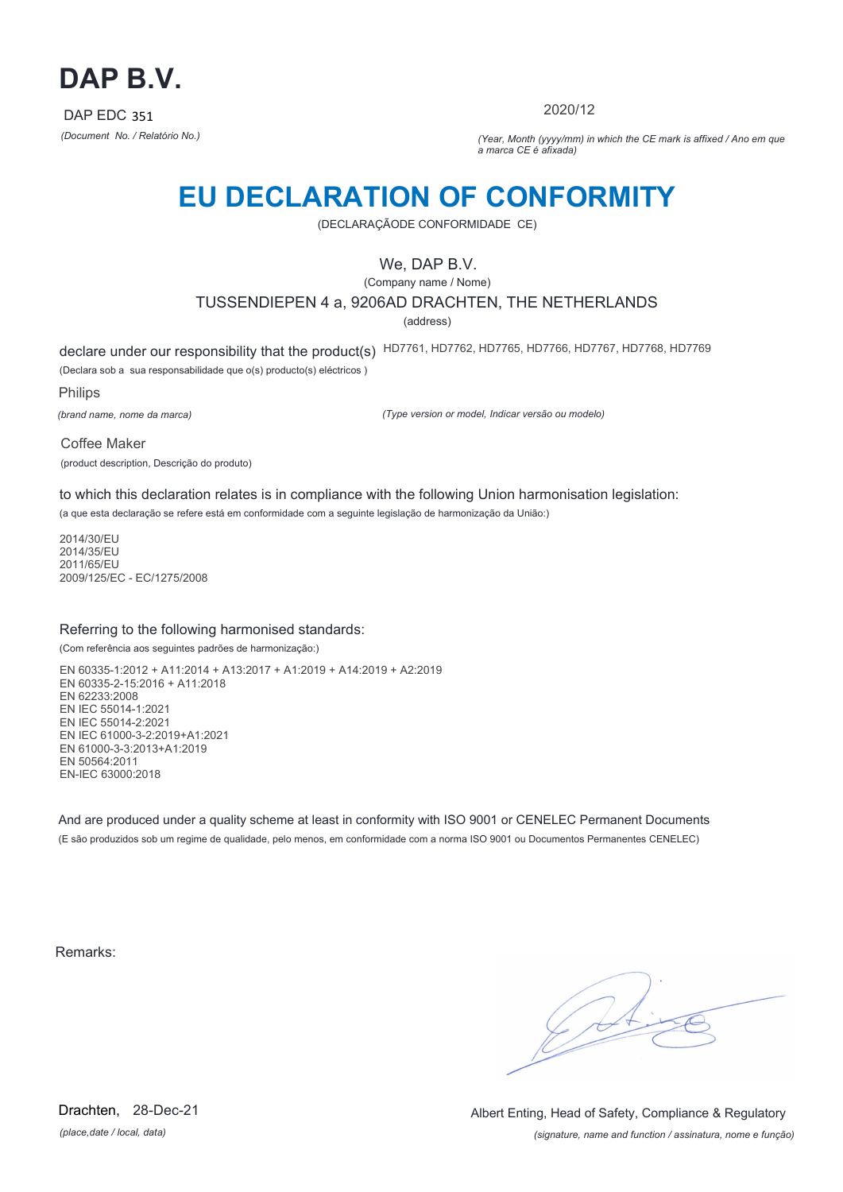# DAP B.V.

DAP EDC 351

*(Document No. / Relatório No.)*

2020/12

*(Year, Month (yyyy/mm) in which the CE mark is affixed / Ano em que a marca CE é afixada)*

# EU DECLARATION OF CONFORMITY

(DECLARAÇÃODE CONFORMIDADE CE)

We, DAP B.V.

(Company name / Nome)

TUSSENDIEPEN 4 a, 9206AD DRACHTEN, THE NETHERLANDS

(address)

declare under our responsibility that the product(s) HD7761, HD7762, HD7765, HD7766, HD7767, HD7768, HD7769

(Declara sob a sua responsabilidade que o(s) producto(s) eléctricos )

Philips

*(brand name, nome da marca)*

*(Type version or model, Indicar versão ou modelo)*

Coffee Maker

(product description, Descrição do produto)

to which this declaration relates is in compliance with the following Union harmonisation legislation:

(a que esta declaração se refere está em conformidade com a seguinte legislação de harmonização da União:)

2014/30/EU
2014/35/EU
2011/65/EU
2009/125/EC - EC/1275/2008

Referring to the following harmonised standards:

(Com referência aos seguintes padrões de harmonização:)

EN 60335-1:2012 + A11:2014 + A13:2017 + A1:2019 + A14:2019 + A2:2019
EN 60335-2-15:2016 + A11:2018
EN 62233:2008
EN IEC 55014-1:2021
EN IEC 55014-2:2021
EN IEC 61000-3-2:2019+A1:2021
EN 61000-3-3:2013+A1:2019
EN 50564:2011
EN-IEC 63000:2018

And are produced under a quality scheme at least in conformity with ISO 9001 or CENELEC Permanent Documents

(E são produzidos sob um regime de qualidade, pelo menos, em conformidade com a norma ISO 9001 ou Documentos Permanentes CENELEC)

Remarks:

Drachten, 28-Dec-21

*(place,date / local, data)*

Albert Enting, Head of Safety, Compliance & Regulatory

*(signature, name and function / assinatura, nome e função)*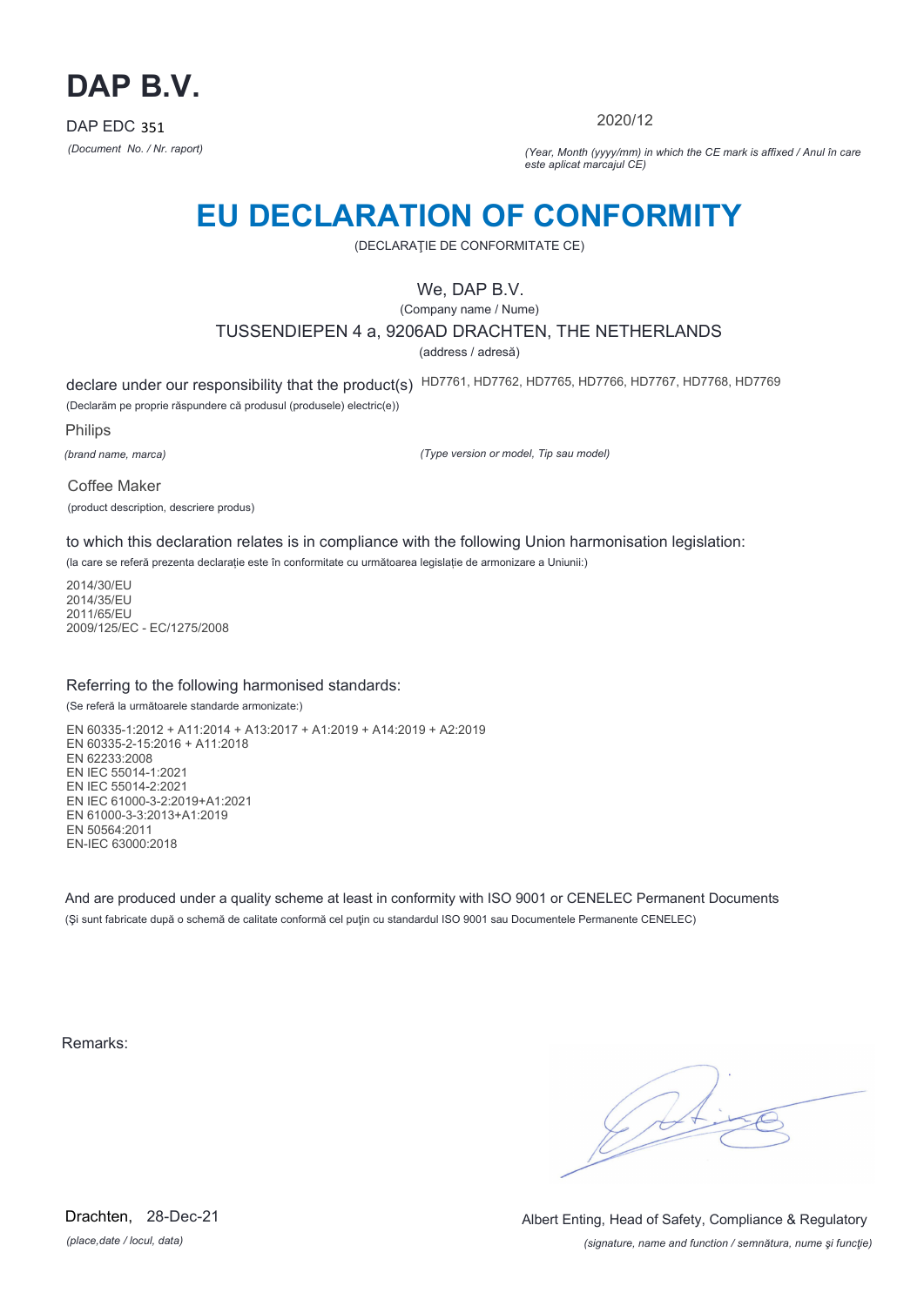# DAP B.V.

DAP EDC 351

*(Document No. / Nr. raport)*

2020/12

*(Year, Month (yyyy/mm) in which the CE mark is affixed / Anul în care este aplicat marcajul CE)*

# EU DECLARATION OF CONFORMITY

(DECLARAŢIE DE CONFORMITATE CE)

We, DAP B.V.

(Company name / Nume)

TUSSENDIEPEN 4 a, 9206AD DRACHTEN, THE NETHERLANDS

(address / adresă)

declare under our responsibility that the product(s) HD7761, HD7762, HD7765, HD7766, HD7767, HD7768, HD7769

(Declarăm pe proprie răspundere că produsul (produsele) electric(e))

Philips

*(brand name, marca)*

*(Type version or model, Tip sau model)*

Coffee Maker

(product description, descriere produs)

to which this declaration relates is in compliance with the following Union harmonisation legislation:

(la care se referă prezenta declarație este în conformitate cu următoarea legislație de armonizare a Uniunii:)

2014/30/EU
2014/35/EU
2011/65/EU
2009/125/EC - EC/1275/2008

Referring to the following harmonised standards:

(Se referă la următoarele standarde armonizate:)

EN 60335-1:2012 + A11:2014 + A13:2017 + A1:2019 + A14:2019 + A2:2019
EN 60335-2-15:2016 + A11:2018
EN 62233:2008
EN IEC 55014-1:2021
EN IEC 55014-2:2021
EN IEC 61000-3-2:2019+A1:2021
EN 61000-3-3:2013+A1:2019
EN 50564:2011
EN-IEC 63000:2018

And are produced under a quality scheme at least in conformity with ISO 9001 or CENELEC Permanent Documents

(Şi sunt fabricate după o schemă de calitate conformă cel puţin cu standardul ISO 9001 sau Documentele Permanente CENELEC)

Remarks:

Drachten, 28-Dec-21

*(place,date / locul, data)*

Albert Enting, Head of Safety, Compliance & Regulatory

*(signature, name and function / semnătura, nume şi funcţie)*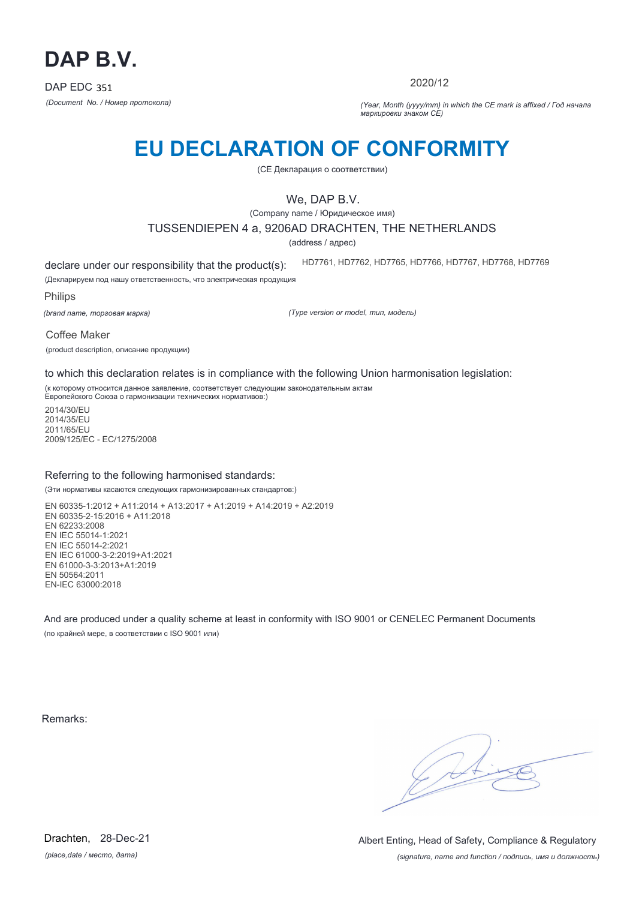# DAP B.V.

DAP EDC 351

*(Document No. / Номер протокола)*

2020/12

*(Year, Month (yyyy/mm) in which the CE mark is affixed / Год начала маркировки знаком CE)*

# EU DECLARATION OF CONFORMITY

(CE Декларация о соответствии)

We, DAP B.V.

(Company name / Юридическое имя)

TUSSENDIEPEN 4 a, 9206AD DRACHTEN, THE NETHERLANDS

(address / адрес)

declare under our responsibility that the product(s): HD7761, HD7762, HD7765, HD7766, HD7767, HD7768, HD7769

(Декларируем под нашу ответственность, что электрическая продукция

Philips

*(brand name, торговая марка)*

*(Type version or model, тип, модель)*

Coffee Maker

(product description, описание продукции)

to which this declaration relates is in compliance with the following Union harmonisation legislation:

(к которому относится данное заявление, соответствует следующим законодательным актам Европейского Союза о гармонизации технических нормативов:)

2014/30/EU
2014/35/EU
2011/65/EU
2009/125/EC - EC/1275/2008

Referring to the following harmonised standards:

(Эти нормативы касаются следующих гармонизированных стандартов:)

EN 60335-1:2012 + A11:2014 + A13:2017 + A1:2019 + A14:2019 + A2:2019
EN 60335-2-15:2016 + A11:2018
EN 62233:2008
EN IEC 55014-1:2021
EN IEC 55014-2:2021
EN IEC 61000-3-2:2019+A1:2021
EN 61000-3-3:2013+A1:2019
EN 50564:2011
EN-IEC 63000:2018

And are produced under a quality scheme at least in conformity with ISO 9001 or CENELEC Permanent Documents

(по крайней мере, в соответствии с ISO 9001 или)

Remarks:

Drachten, 28-Dec-21

*(place,date / место, дата)*

Albert Enting, Head of Safety, Compliance & Regulatory

*(signature, name and function / подпись, имя и должность)*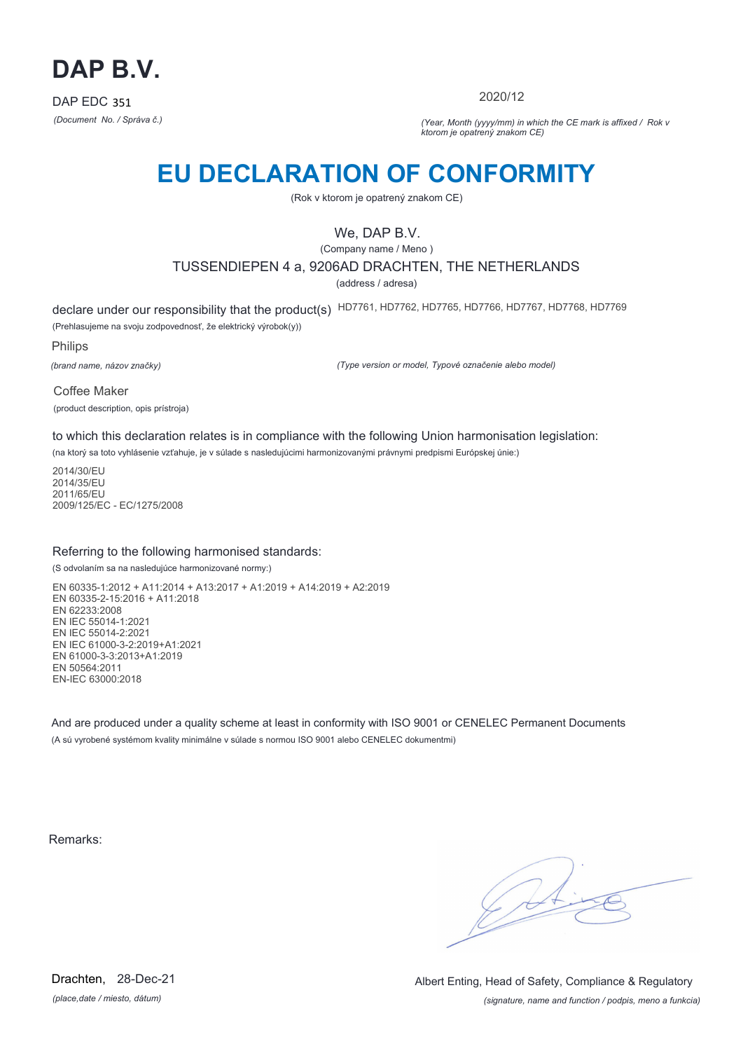# DAP B.V.

DAP EDC 351

*(Document No. / Správa č.)*

2020/12

*(Year, Month (yyyy/mm) in which the CE mark is affixed / Rok v ktorom je opatrený znakom CE)*

# EU DECLARATION OF CONFORMITY

(Rok v ktorom je opatrený znakom CE)

We, DAP B.V.

(Company name / Meno )

TUSSENDIEPEN 4 a, 9206AD DRACHTEN, THE NETHERLANDS

(address / adresa)

declare under our responsibility that the product(s) HD7761, HD7762, HD7765, HD7766, HD7767, HD7768, HD7769

(Prehlasujeme na svoju zodpovednosť, že elektrický výrobok(y))

Philips

*(brand name, názov značky)*

*(Type version or model, Typové označenie alebo model)*

Coffee Maker

(product description, opis prístroja)

to which this declaration relates is in compliance with the following Union harmonisation legislation:

(na ktorý sa toto vyhlásenie vzťahuje, je v súlade s nasledujúcimi harmonizovanými právnymi predpismi Európskej únie:)

2014/30/EU
2014/35/EU
2011/65/EU
2009/125/EC - EC/1275/2008

Referring to the following harmonised standards:

(S odvolaním sa na nasledujúce harmonizované normy:)

EN 60335-1:2012 + A11:2014 + A13:2017 + A1:2019 + A14:2019 + A2:2019
EN 60335-2-15:2016 + A11:2018
EN 62233:2008
EN IEC 55014-1:2021
EN IEC 55014-2:2021
EN IEC 61000-3-2:2019+A1:2021
EN 61000-3-3:2013+A1:2019
EN 50564:2011
EN-IEC 63000:2018

And are produced under a quality scheme at least in conformity with ISO 9001 or CENELEC Permanent Documents

(A sú vyrobené systémom kvality minimálne v súlade s normou ISO 9001 alebo CENELEC dokumentmi)

Remarks:

Drachten, 28-Dec-21

*(place,date / miesto, dátum)*

Albert Enting, Head of Safety, Compliance & Regulatory

*(signature, name and function / podpis, meno a funkcia)*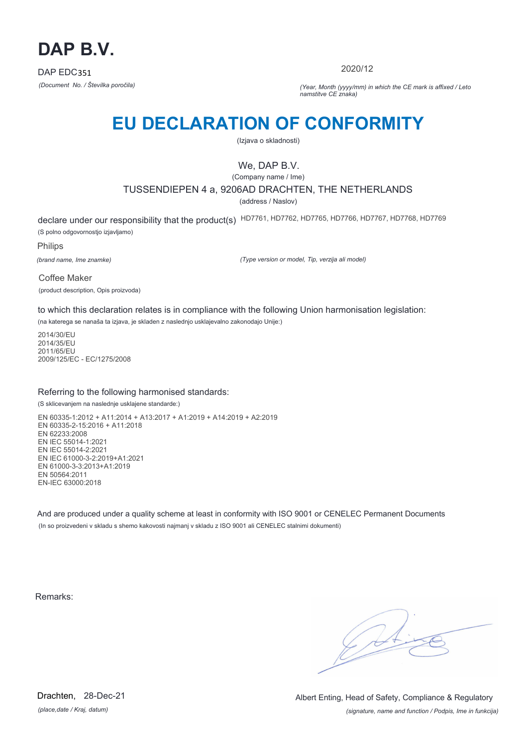# DAP B.V.

DAP EDC351

*(Document No. / Številka poročila)*

2020/12

*(Year, Month (yyyy/mm) in which the CE mark is affixed / Leto namstitve CE znaka)*

## EU DECLARATION OF CONFORMITY

(Izjava o skladnosti)

We, DAP B.V.

(Company name / Ime)

TUSSENDIEPEN 4 a, 9206AD DRACHTEN, THE NETHERLANDS

(address / Naslov)

declare under our responsibility that the product(s) HD7761, HD7762, HD7765, HD7766, HD7767, HD7768, HD7769

(S polno odgovornostjo izjavljamo)

Philips

*(brand name, Ime znamke)*

*(Type version or model, Tip, verzija ali model)*

Coffee Maker

(product description, Opis proizvoda)

to which this declaration relates is in compliance with the following Union harmonisation legislation:

(na katerega se nanaša ta izjava, je skladen z naslednjo usklajevalno zakonodajo Unije:)

2014/30/EU
2014/35/EU
2011/65/EU
2009/125/EC - EC/1275/2008

Referring to the following harmonised standards:

(S sklicevanjem na naslednje usklajene standarde:)

EN 60335-1:2012 + A11:2014 + A13:2017 + A1:2019 + A14:2019 + A2:2019
EN 60335-2-15:2016 + A11:2018
EN 62233:2008
EN IEC 55014-1:2021
EN IEC 55014-2:2021
EN IEC 61000-3-2:2019+A1:2021
EN 61000-3-3:2013+A1:2019
EN 50564:2011
EN-IEC 63000:2018

And are produced under a quality scheme at least in conformity with ISO 9001 or CENELEC Permanent Documents

(In so proizvedeni v skladu s shemo kakovosti najmanj v skladu z ISO 9001 ali CENELEC stalnimi dokumenti)

Remarks:

Drachten, 28-Dec-21

*(place,date / Kraj, datum)*

Albert Enting, Head of Safety, Compliance & Regulatory

*(signature, name and function / Podpis, Ime in funkcija)*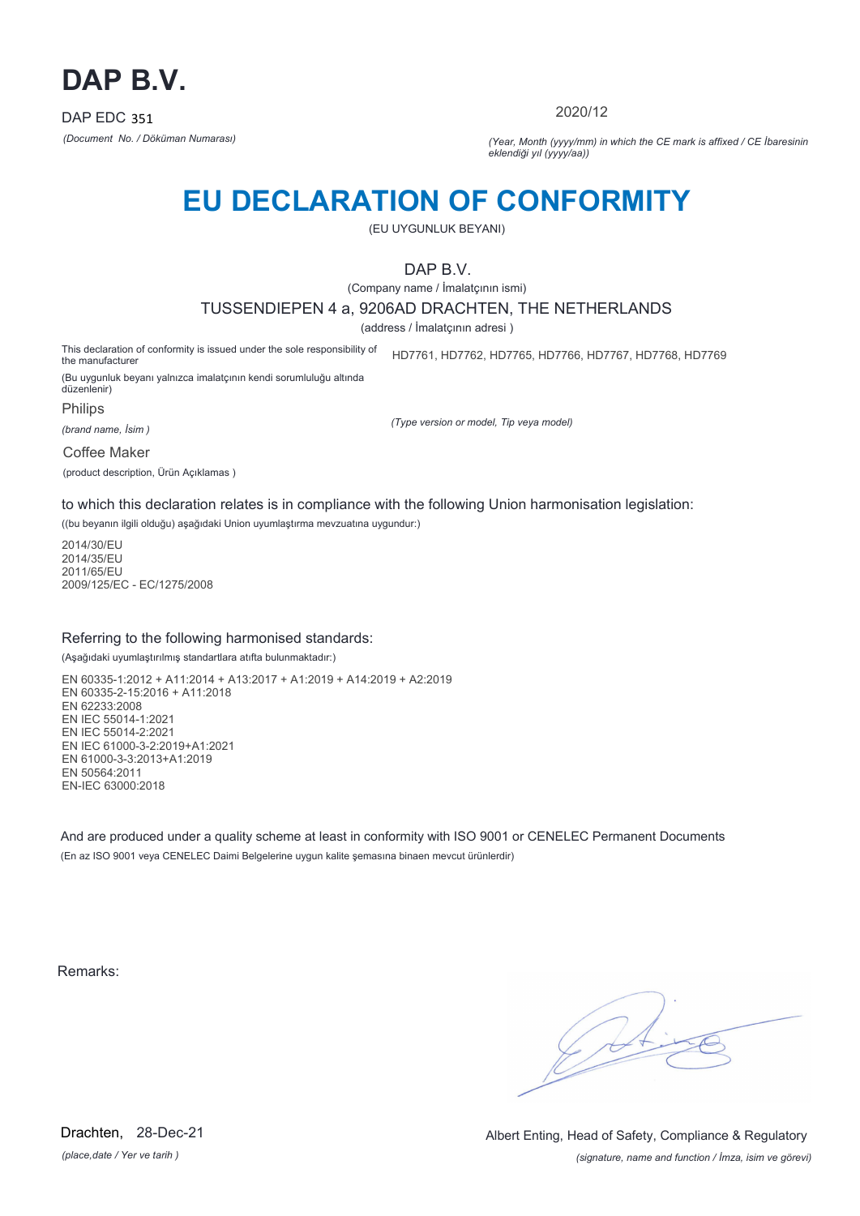# DAP B.V.

DAP EDC 351

*(Document No. / Döküman Numarası)*

2020/12

*(Year, Month (yyyy/mm) in which the CE mark is affixed / CE İbaresinin eklendiği yıl (yyyy/aa))*

# EU DECLARATION OF CONFORMITY

(EU UYGUNLUK BEYANI)

DAP B.V.

(Company name / İmalatçının ismi)

TUSSENDIEPEN 4 a, 9206AD DRACHTEN, THE NETHERLANDS

(address / İmalatçının adresi )

This declaration of conformity is issued under the sole responsibility of the manufacturer

(Bu uygunluk beyanı yalnızca imalatçının kendi sorumluluğu altında düzenlenir)

HD7761, HD7762, HD7765, HD7766, HD7767, HD7768, HD7769

*(Type version or model, Tip veya model)*

Philips

*(brand name, İsim )*

Coffee Maker

(product description, Ürün Açıklamas )

to which this declaration relates is in compliance with the following Union harmonisation legislation:

((bu beyanın ilgili olduğu) aşağıdaki Union uyumlaştırma mevzuatına uygundur:)

2014/30/EU
2014/35/EU
2011/65/EU
2009/125/EC - EC/1275/2008

Referring to the following harmonised standards:

(Aşağıdaki uyumlaştırılmış standartlara atıfta bulunmaktadır:)

EN 60335-1:2012 + A11:2014 + A13:2017 + A1:2019 + A14:2019 + A2:2019
EN 60335-2-15:2016 + A11:2018
EN 62233:2008
EN IEC 55014-1:2021
EN IEC 55014-2:2021
EN IEC 61000-3-2:2019+A1:2021
EN 61000-3-3:2013+A1:2019
EN 50564:2011
EN-IEC 63000:2018

And are produced under a quality scheme at least in conformity with ISO 9001 or CENELEC Permanent Documents

(En az ISO 9001 veya CENELEC Daimi Belgelerine uygun kalite şemasına binaen mevcut ürünlerdir)

Remarks:

Drachten, 28-Dec-21

*(place,date / Yer ve tarih )*

Albert Enting, Head of Safety, Compliance & Regulatory

*(signature, name and function / İmza, isim ve görevi)*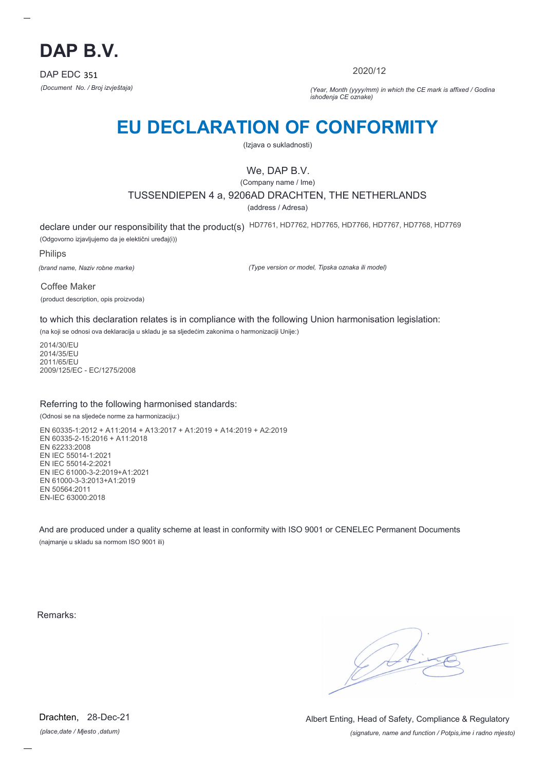# DAP B.V.

DAP EDC 351

*(Document No. / Broj izvještaja)*

2020/12

*(Year, Month (yyyy/mm) in which the CE mark is affixed / Godina ishođenja CE oznake)*

# EU DECLARATION OF CONFORMITY

(Izjava o sukladnosti)

We, DAP B.V.

(Company name / Ime)

TUSSENDIEPEN 4 a, 9206AD DRACHTEN, THE NETHERLANDS

(address / Adresa)

declare under our responsibility that the product(s) HD7761, HD7762, HD7765, HD7766, HD7767, HD7768, HD7769

(Odgovorno izjavljujemo da je elektični uređaj(i))

Philips

*(brand name, Naziv robne marke)*

*(Type version or model, Tipska oznaka ili model)*

Coffee Maker

(product description, opis proizvoda)

to which this declaration relates is in compliance with the following Union harmonisation legislation:

(na koji se odnosi ova deklaracija u skladu je sa sljedećim zakonima o harmonizaciji Unije:)

2014/30/EU
2014/35/EU
2011/65/EU
2009/125/EC - EC/1275/2008

Referring to the following harmonised standards:

(Odnosi se na sljedeće norme za harmonizaciju:)

EN 60335-1:2012 + A11:2014 + A13:2017 + A1:2019 + A14:2019 + A2:2019
EN 60335-2-15:2016 + A11:2018
EN 62233:2008
EN IEC 55014-1:2021
EN IEC 55014-2:2021
EN IEC 61000-3-2:2019+A1:2021
EN 61000-3-3:2013+A1:2019
EN 50564:2011
EN-IEC 63000:2018

And are produced under a quality scheme at least in conformity with ISO 9001 or CENELEC Permanent Documents

(najmanje u skladu sa normom ISO 9001 ili)

Remarks:

Drachten, 28-Dec-21

*(place,date / Mjesto ,datum)*

Albert Enting, Head of Safety, Compliance & Regulatory

*(signature, name and function / Potpis,ime i radno mjesto)*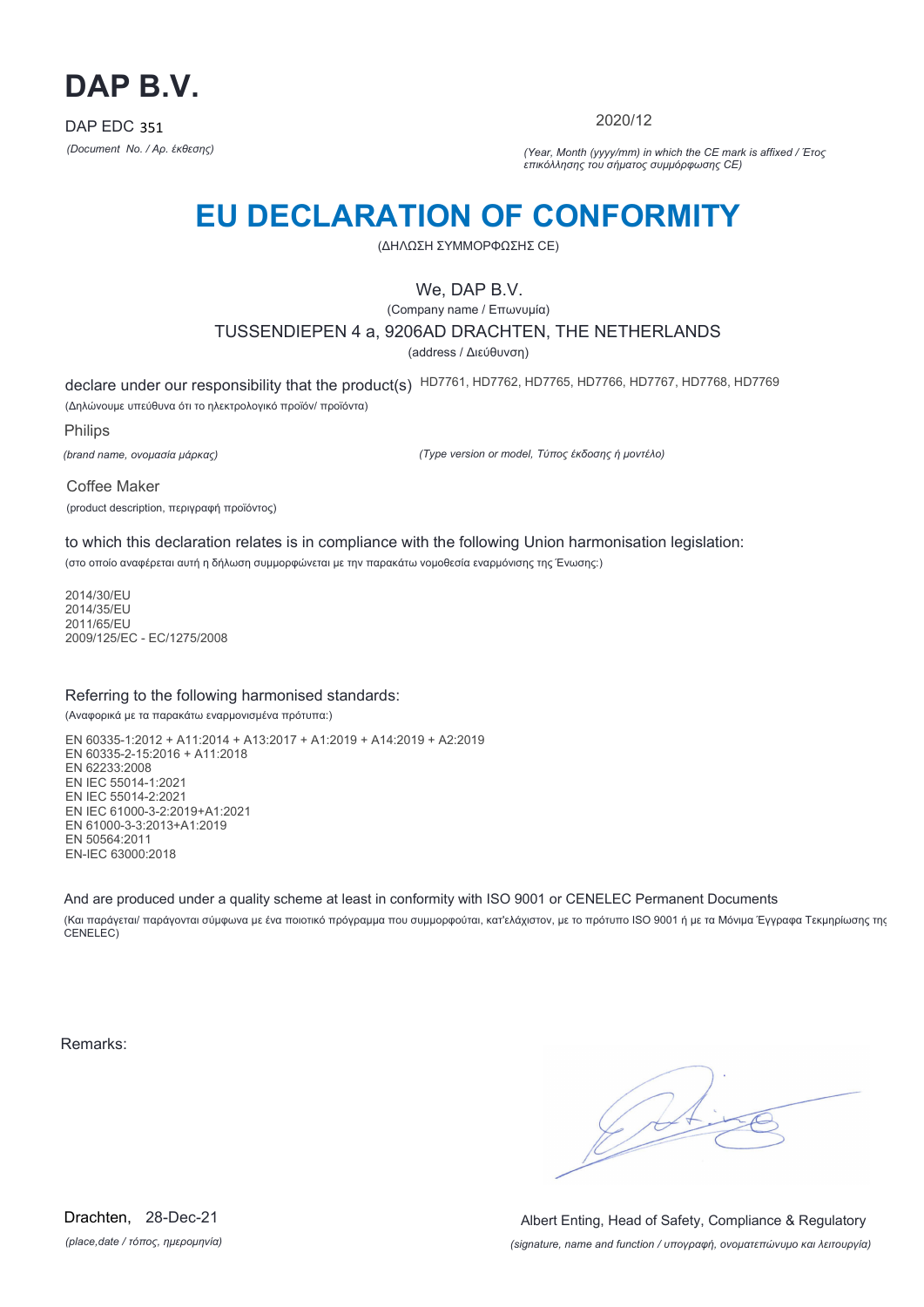# DAP B.V.

DAP EDC 351

*(Document No. / Αρ. έκθεσης)*

2020/12

*(Year, Month (yyyy/mm) in which the CE mark is affixed / Έτος επικόλλησης του σήματος συμμόρφωσης CE)*

# EU DECLARATION OF CONFORMITY

(ΔΗΛΩΣΗ ΣΥΜΜΟΡΦΩΣΗΣ CE)

We, DAP B.V.

(Company name / Επωνυμία)

TUSSENDIEPEN 4 a, 9206AD DRACHTEN, THE NETHERLANDS

(address / Διεύθυνση)

declare under our responsibility that the product(s) HD7761, HD7762, HD7765, HD7766, HD7767, HD7768, HD7769

(Δηλώνουμε υπεύθυνα ότι το ηλεκτρολογικό προϊόν/ προϊόντα)

Philips

*(brand name, ονομασία μάρκας)*

*(Type version or model, Τύπος έκδοσης ή μοντέλο)*

Coffee Maker

(product description, περιγραφή προϊόντος)

to which this declaration relates is in compliance with the following Union harmonisation legislation:

(στο οποίο αναφέρεται αυτή η δήλωση συμμορφώνεται με την παρακάτω νομοθεσία εναρμόνισης της Ένωσης:)

2014/30/EU
2014/35/EU
2011/65/EU
2009/125/EC - EC/1275/2008

Referring to the following harmonised standards:

(Αναφορικά με τα παρακάτω εναρμονισμένα πρότυπα:)

EN 60335-1:2012 + A11:2014 + A13:2017 + A1:2019 + A14:2019 + A2:2019
EN 60335-2-15:2016 + A11:2018
EN 62233:2008
EN IEC 55014-1:2021
EN IEC 55014-2:2021
EN IEC 61000-3-2:2019+A1:2021
EN 61000-3-3:2013+A1:2019
EN 50564:2011
EN-IEC 63000:2018

And are produced under a quality scheme at least in conformity with ISO 9001 or CENELEC Permanent Documents

(Και παράγεται/ παράγονται σύμφωνα με ένα ποιοτικό πρόγραμμα που συμμορφούται, κατ'ελάχιστον, με το πρότυπο ISO 9001 ή με τα Μόνιμα Έγγραφα Τεκμηρίωσης της CENELEC)

Remarks:

Drachten, 28-Dec-21

*(place,date / τόπος, ημερομηνία)*

Albert Enting, Head of Safety, Compliance & Regulatory

*(signature, name and function / υπογραφή, ονοματεπώνυμο και λειτουργία)*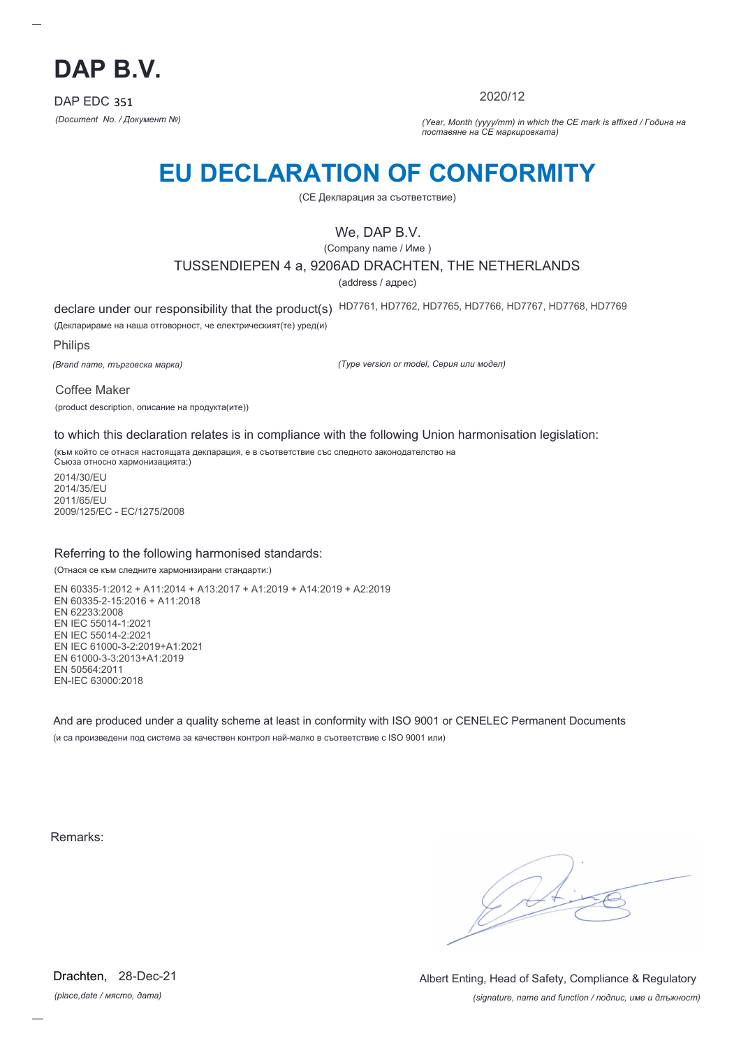# DAP B.V.

DAP EDC 351

*(Document No. / Документ №)*

2020/12

*(Year, Month (yyyy/mm) in which the CE mark is affixed / Година на поставяне на CE маркировката)*

# EU DECLARATION OF CONFORMITY

(CE Декларация за съответствие)

We, DAP B.V.

(Company name / Име )

TUSSENDIEPEN 4 a, 9206AD DRACHTEN, THE NETHERLANDS

(address / адрес)

declare under our responsibility that the product(s) HD7761, HD7762, HD7765, HD7766, HD7767, HD7768, HD7769

(Декларираме на наша отговорност, че електрическият(те) уред(и)

Philips

*(Brand name, търговска марка)*

*(Type version or model, Серия или модел)*

Coffee Maker

(product description, описание на продукта(ите))

to which this declaration relates is in compliance with the following Union harmonisation legislation:

(към който се отнася настоящата декларация, е в съответствие със следното законодателство на Съюза относно хармонизацията:)

2014/30/EU
2014/35/EU
2011/65/EU
2009/125/EC - EC/1275/2008

Referring to the following harmonised standards:

(Отнася се към следните хармонизирани стандарти:)

EN 60335-1:2012 + A11:2014 + A13:2017 + A1:2019 + A14:2019 + A2:2019
EN 60335-2-15:2016 + A11:2018
EN 62233:2008
EN IEC 55014-1:2021
EN IEC 55014-2:2021
EN IEC 61000-3-2:2019+A1:2021
EN 61000-3-3:2013+A1:2019
EN 50564:2011
EN-IEC 63000:2018

And are produced under a quality scheme at least in conformity with ISO 9001 or CENELEC Permanent Documents

(и са произведени под система за качествен контрол най-малко в съответствие с ISO 9001 или)

Remarks:

Drachten, 28-Dec-21

*(place,date / място, дата)*

Albert Enting, Head of Safety, Compliance & Regulatory

*(signature, name and function / подпис, име и длъжност)*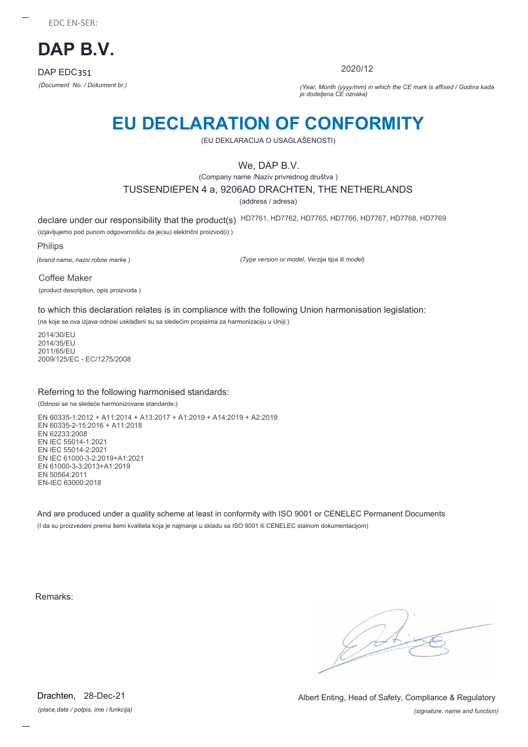EDC EN-SER:

# DAP B.V.

DAP EDC351

*(Document No. / Dokument br.)*

2020/12

*(Year, Month (yyyy/mm) in which the CE mark is affixed / Godina kada je dodeljena CE oznaka)*

## EU DECLARATION OF CONFORMITY

(EU DEKLARACIJA O USAGLAŠENOSTI)

We, DAP B.V.

(Company name /Naziv privrednog društva )

TUSSENDIEPEN 4 a, 9206AD DRACHTEN, THE NETHERLANDS

(address / adresa)

declare under our responsibility that the product(s) HD7761, HD7762, HD7765, HD7766, HD7767, HD7768, HD7769

(izjavljujemo pod punom odgovornošću da je(su) električni proizvod(i):)

Philips

*(brand name, naziv robne marke )*

*(Type version or model, Verzija tipa ili model)*

Coffee Maker

(product description, opis proizvoda )

to which this declaration relates is in compliance with the following Union harmonisation legislation:

(na koje se ova izjava odnosi usklađeni su sa sledećim propisima za harmonizaciju u Uniji:)

2014/30/EU
2014/35/EU
2011/65/EU
2009/125/EC - EC/1275/2008

Referring to the following harmonised standards:

(Odnosi se na sledeće harmonizovane standarde:)

EN 60335-1:2012 + A11:2014 + A13:2017 + A1:2019 + A14:2019 + A2:2019
EN 60335-2-15:2016 + A11:2018
EN 62233:2008
EN IEC 55014-1:2021
EN IEC 55014-2:2021
EN IEC 61000-3-2:2019+A1:2021
EN 61000-3-3:2013+A1:2019
EN 50564:2011
EN-IEC 63000:2018

And are produced under a quality scheme at least in conformity with ISO 9001 or CENELEC Permanent Documents

(I da su proizvedeni prema šemi kvaliteta koja je najmanje u skladu sa ISO 9001 ili CENELEC stalnom dokumentacijom)

Remarks:

Drachten, 28-Dec-21

*(place,date / potpis, ime i funkcija)*

Albert Enting, Head of Safety, Compliance & Regulatory

*(signature, name and function)*